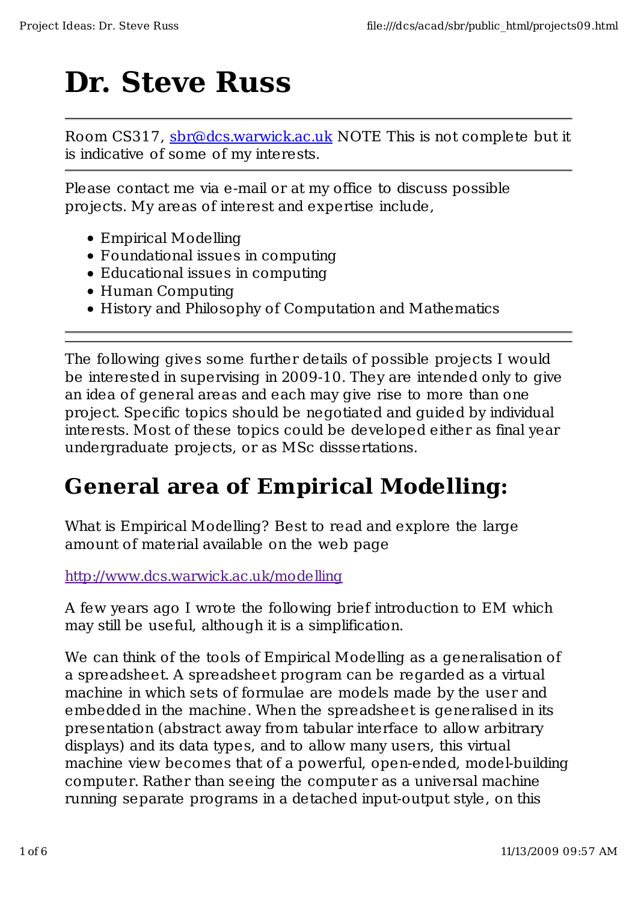# Dr. Steve Russ

Room CS317, sbr@dcs.warwick.ac.uk NOTE This is not complete but it is indicative of some of my interests.

---

Please contact me via e-mail or at my office to discuss possible projects. My areas of interest and expertise include,

- Empirical Modelling
- Foundational issues in computing
- Educational issues in computing
- Human Computing
- History and Philosophy of Computation and Mathematics

---

The following gives some further details of possible projects I would be interested in supervising in 2009-10. They are intended only to give an idea of general areas and each may give rise to more than one project. Specific topics should be negotiated and guided by individual interests. Most of these topics could be developed either as final year undergraduate projects, or as MSc disssertations.

## General area of Empirical Modelling:

What is Empirical Modelling? Best to read and explore the large amount of material available on the web page

http://www.dcs.warwick.ac.uk/modelling

A few years ago I wrote the following brief introduction to EM which may still be useful, although it is a simplification.

We can think of the tools of Empirical Modelling as a generalisation of a spreadsheet. A spreadsheet program can be regarded as a virtual machine in which sets of formulae are models made by the user and embedded in the machine. When the spreadsheet is generalised in its presentation (abstract away from tabular interface to allow arbitrary displays) and its data types, and to allow many users, this virtual machine view becomes that of a powerful, open-ended, model-building computer. Rather than seeing the computer as a universal machine running separate programs in a detached input-output style, on this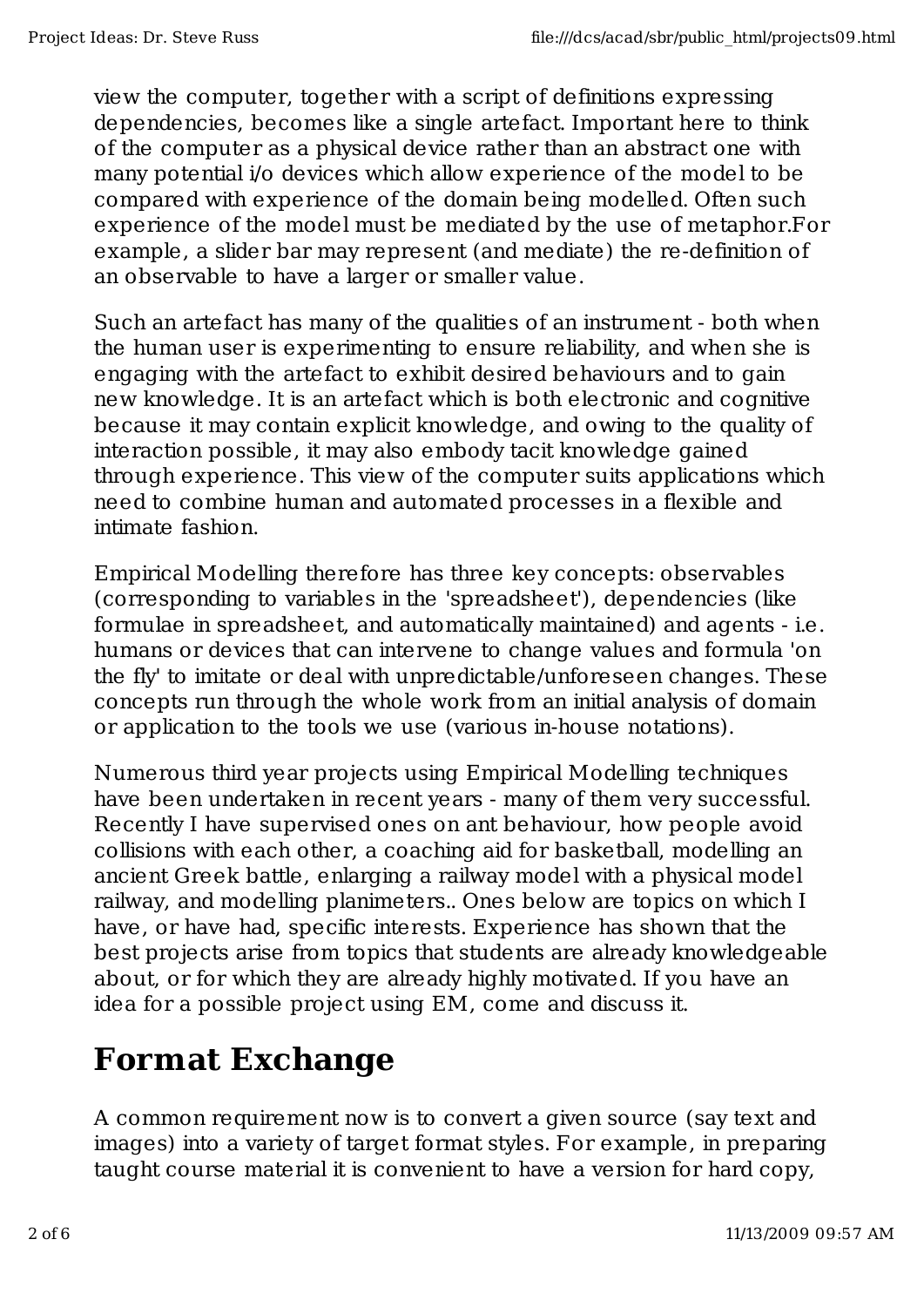view the computer, together with a script of definitions expressing dependencies, becomes like a single artefact. Important here to think of the computer as a physical device rather than an abstract one with many potential i/o devices which allow experience of the model to be compared with experience of the domain being modelled. Often such experience of the model must be mediated by the use of metaphor.For example, a slider bar may represent (and mediate) the re-definition of an observable to have a larger or smaller value.

Such an artefact has many of the qualities of an instrument - both when the human user is experimenting to ensure reliability, and when she is engaging with the artefact to exhibit desired behaviours and to gain new knowledge. It is an artefact which is both electronic and cognitive because it may contain explicit knowledge, and owing to the quality of interaction possible, it may also embody tacit knowledge gained through experience. This view of the computer suits applications which need to combine human and automated processes in a flexible and intimate fashion.

Empirical Modelling therefore has three key concepts: observables (corresponding to variables in the 'spreadsheet'), dependencies (like formulae in spreadsheet, and automatically maintained) and agents - i.e. humans or devices that can intervene to change values and formula 'on the fly' to imitate or deal with unpredictable/unforeseen changes. These concepts run through the whole work from an initial analysis of domain or application to the tools we use (various in-house notations).

Numerous third year projects using Empirical Modelling techniques have been undertaken in recent years - many of them very successful. Recently I have supervised ones on ant behaviour, how people avoid collisions with each other, a coaching aid for basketball, modelling an ancient Greek battle, enlarging a railway model with a physical model railway, and modelling planimeters.. Ones below are topics on which I have, or have had, specific interests. Experience has shown that the best projects arise from topics that students are already knowledgeable about, or for which they are already highly motivated. If you have an idea for a possible project using EM, come and discuss it.

# Format Exchange

A common requirement now is to convert a given source (say text and images) into a variety of target format styles. For example, in preparing taught course material it is convenient to have a version for hard copy,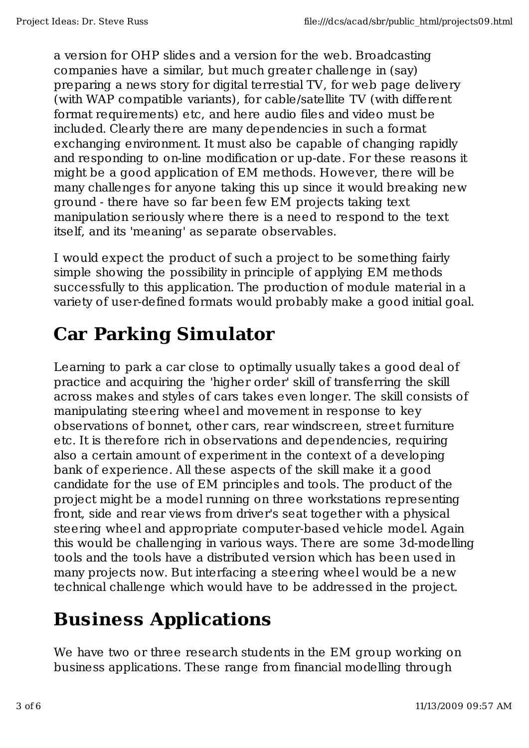a version for OHP slides and a version for the web. Broadcasting companies have a similar, but much greater challenge in (say) preparing a news story for digital terrestial TV, for web page delivery (with WAP compatible variants), for cable/satellite TV (with different format requirements) etc, and here audio files and video must be included. Clearly there are many dependencies in such a format exchanging environment. It must also be capable of changing rapidly and responding to on-line modification or up-date. For these reasons it might be a good application of EM methods. However, there will be many challenges for anyone taking this up since it would breaking new ground - there have so far been few EM projects taking text manipulation seriously where there is a need to respond to the text itself, and its 'meaning' as separate observables.

I would expect the product of such a project to be something fairly simple showing the possibility in principle of applying EM methods successfully to this application. The production of module material in a variety of user-defined formats would probably make a good initial goal.

# Car Parking Simulator

Learning to park a car close to optimally usually takes a good deal of practice and acquiring the 'higher order' skill of transferring the skill across makes and styles of cars takes even longer. The skill consists of manipulating steering wheel and movement in response to key observations of bonnet, other cars, rear windscreen, street furniture etc. It is therefore rich in observations and dependencies, requiring also a certain amount of experiment in the context of a developing bank of experience. All these aspects of the skill make it a good candidate for the use of EM principles and tools. The product of the project might be a model running on three workstations representing front, side and rear views from driver's seat together with a physical steering wheel and appropriate computer-based vehicle model. Again this would be challenging in various ways. There are some 3d-modelling tools and the tools have a distributed version which has been used in many projects now. But interfacing a steering wheel would be a new technical challenge which would have to be addressed in the project.

# Business Applications

We have two or three research students in the EM group working on business applications. These range from financial modelling through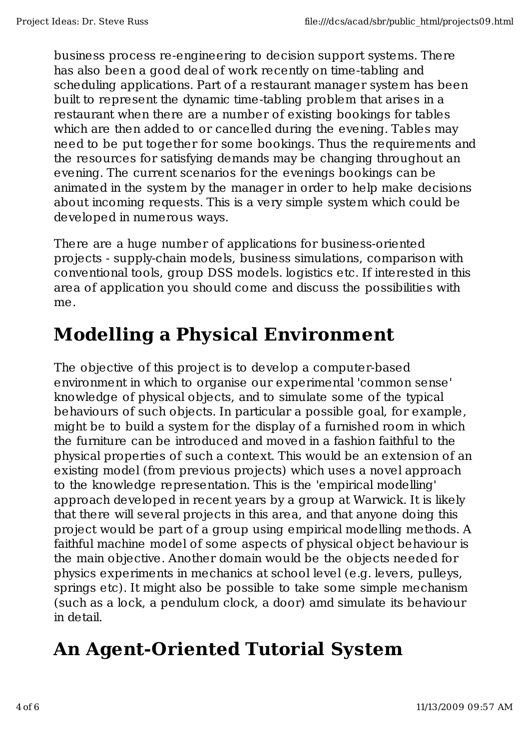business process re-engineering to decision support systems. There has also been a good deal of work recently on time-tabling and scheduling applications. Part of a restaurant manager system has been built to represent the dynamic time-tabling problem that arises in a restaurant when there are a number of existing bookings for tables which are then added to or cancelled during the evening. Tables may need to be put together for some bookings. Thus the requirements and the resources for satisfying demands may be changing throughout an evening. The current scenarios for the evenings bookings can be animated in the system by the manager in order to help make decisions about incoming requests. This is a very simple system which could be developed in numerous ways.

There are a huge number of applications for business-oriented projects - supply-chain models, business simulations, comparison with conventional tools, group DSS models. logistics etc. If interested in this area of application you should come and discuss the possibilities with me.

# Modelling a Physical Environment

The objective of this project is to develop a computer-based environment in which to organise our experimental 'common sense' knowledge of physical objects, and to simulate some of the typical behaviours of such objects. In particular a possible goal, for example, might be to build a system for the display of a furnished room in which the furniture can be introduced and moved in a fashion faithful to the physical properties of such a context. This would be an extension of an existing model (from previous projects) which uses a novel approach to the knowledge representation. This is the 'empirical modelling' approach developed in recent years by a group at Warwick. It is likely that there will several projects in this area, and that anyone doing this project would be part of a group using empirical modelling methods. A faithful machine model of some aspects of physical object behaviour is the main objective. Another domain would be the objects needed for physics experiments in mechanics at school level (e.g. levers, pulleys, springs etc). It might also be possible to take some simple mechanism (such as a lock, a pendulum clock, a door) amd simulate its behaviour in detail.

# An Agent-Oriented Tutorial System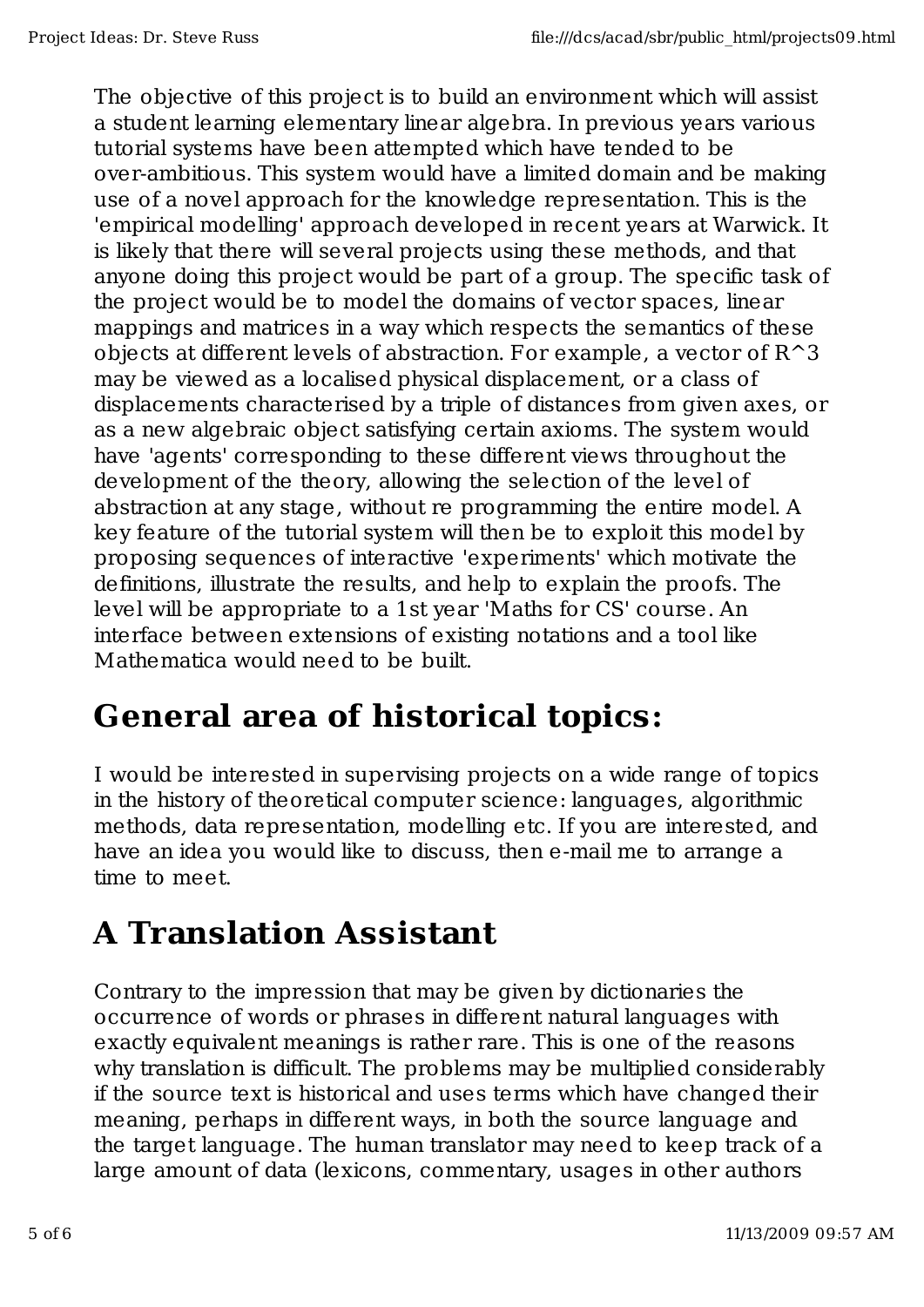The objective of this project is to build an environment which will assist a student learning elementary linear algebra. In previous years various tutorial systems have been attempted which have tended to be over-ambitious. This system would have a limited domain and be making use of a novel approach for the knowledge representation. This is the 'empirical modelling' approach developed in recent years at Warwick. It is likely that there will several projects using these methods, and that anyone doing this project would be part of a group. The specific task of the project would be to model the domains of vector spaces, linear mappings and matrices in a way which respects the semantics of these objects at different levels of abstraction. For example, a vector of R^3 may be viewed as a localised physical displacement, or a class of displacements characterised by a triple of distances from given axes, or as a new algebraic object satisfying certain axioms. The system would have 'agents' corresponding to these different views throughout the development of the theory, allowing the selection of the level of abstraction at any stage, without re programming the entire model. A key feature of the tutorial system will then be to exploit this model by proposing sequences of interactive 'experiments' which motivate the definitions, illustrate the results, and help to explain the proofs. The level will be appropriate to a 1st year 'Maths for CS' course. An interface between extensions of existing notations and a tool like Mathematica would need to be built.

# General area of historical topics:

I would be interested in supervising projects on a wide range of topics in the history of theoretical computer science: languages, algorithmic methods, data representation, modelling etc. If you are interested, and have an idea you would like to discuss, then e-mail me to arrange a time to meet.

# A Translation Assistant

Contrary to the impression that may be given by dictionaries the occurrence of words or phrases in different natural languages with exactly equivalent meanings is rather rare. This is one of the reasons why translation is difficult. The problems may be multiplied considerably if the source text is historical and uses terms which have changed their meaning, perhaps in different ways, in both the source language and the target language. The human translator may need to keep track of a large amount of data (lexicons, commentary, usages in other authors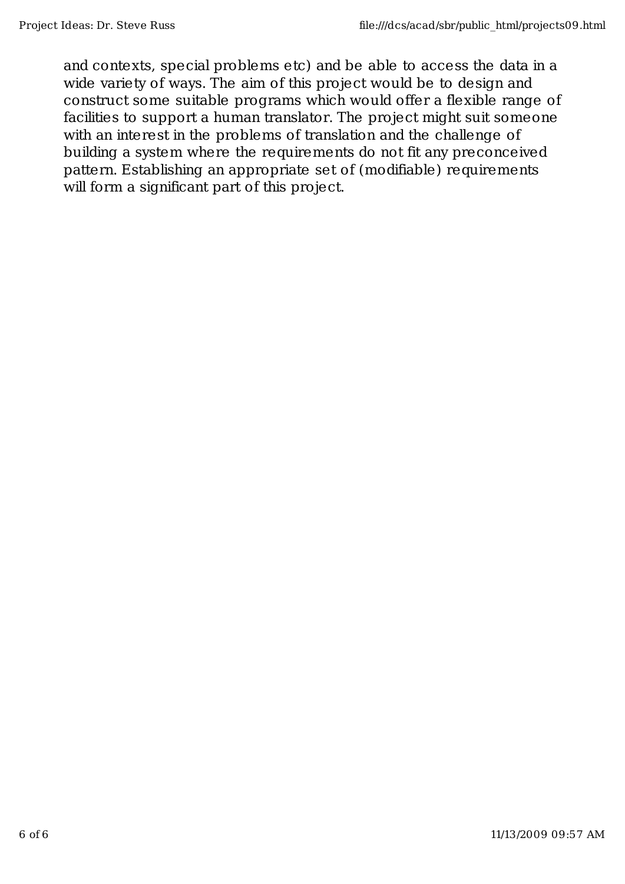and contexts, special problems etc) and be able to access the data in a wide variety of ways. The aim of this project would be to design and construct some suitable programs which would offer a flexible range of facilities to support a human translator. The project might suit someone with an interest in the problems of translation and the challenge of building a system where the requirements do not fit any preconceived pattern. Establishing an appropriate set of (modifiable) requirements will form a significant part of this project.